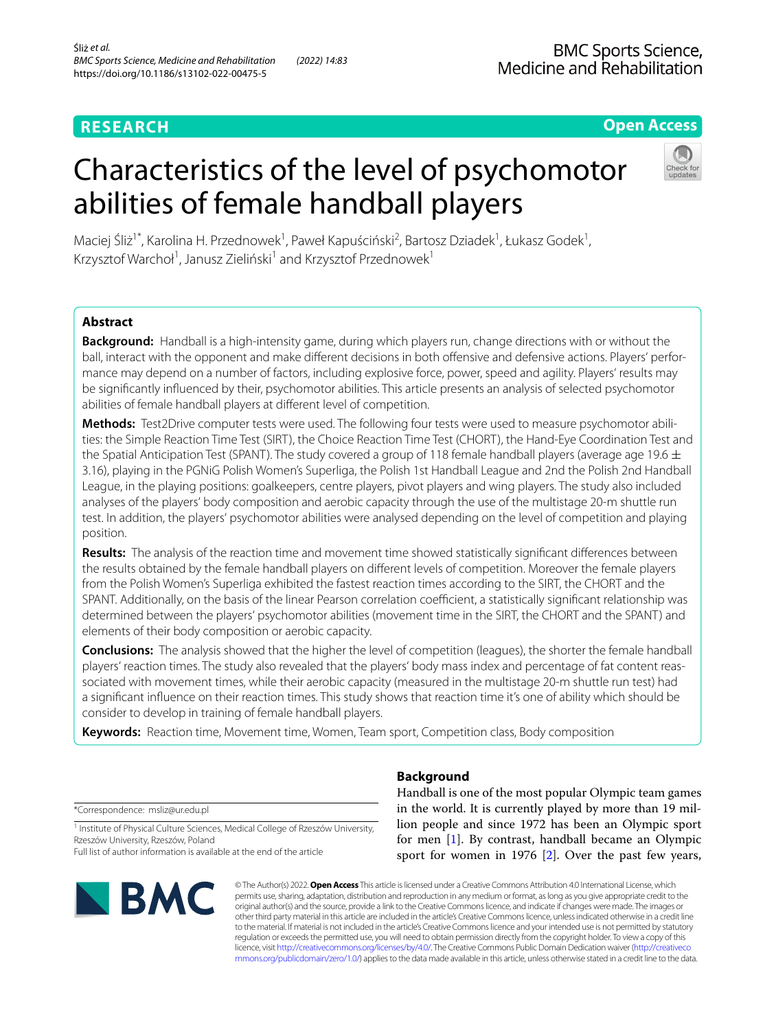RESEARCH

Open Access

# Characteristics of the level of psychomotor abilities of female handball players

Maciej Śliż[1*], Karolina H. Przednowek[1], Paweł Kapuściński[2], Bartosz Dziadek[1], Łukasz Godek[1], Krzysztof Warchoł[1], Janusz Zieliński[1] and Krzysztof Przednowek[1]

## Abstract

**Background:** Handball is a high-intensity game, during which players run, change directions with or without the ball, interact with the opponent and make different decisions in both offensive and defensive actions. Players' performance may depend on a number of factors, including explosive force, power, speed and agility. Players' results may be significantly influenced by their, psychomotor abilities. This article presents an analysis of selected psychomotor abilities of female handball players at different level of competition.

**Methods:** Test2Drive computer tests were used. The following four tests were used to measure psychomotor abilities: the Simple Reaction Time Test (SIRT), the Choice Reaction Time Test (CHORT), the Hand-Eye Coordination Test and the Spatial Anticipation Test (SPANT). The study covered a group of 118 female handball players (average age 19.6 ± 3.16), playing in the PGNiG Polish Women's Superliga, the Polish 1st Handball League and 2nd the Polish 2nd Handball League, in the playing positions: goalkeepers, centre players, pivot players and wing players. The study also included analyses of the players' body composition and aerobic capacity through the use of the multistage 20-m shuttle run test. In addition, the players' psychomotor abilities were analysed depending on the level of competition and playing position.

**Results:** The analysis of the reaction time and movement time showed statistically significant differences between the results obtained by the female handball players on different levels of competition. Moreover the female players from the Polish Women's Superliga exhibited the fastest reaction times according to the SIRT, the CHORT and the SPANT. Additionally, on the basis of the linear Pearson correlation coefficient, a statistically significant relationship was determined between the players' psychomotor abilities (movement time in the SIRT, the CHORT and the SPANT) and elements of their body composition or aerobic capacity.

**Conclusions:** The analysis showed that the higher the level of competition (leagues), the shorter the female handball players' reaction times. The study also revealed that the players' body mass index and percentage of fat content reassociated with movement times, while their aerobic capacity (measured in the multistage 20-m shuttle run test) had a significant influence on their reaction times. This study shows that reaction time it's one of ability which should be consider to develop in training of female handball players.

**Keywords:** Reaction time, Movement time, Women, Team sport, Competition class, Body composition

*Correspondence: msliz@ur.edu.pl

[1] Institute of Physical Culture Sciences, Medical College of Rzeszów University, Rzeszów University, Rzeszów, Poland

Full list of author information is available at the end of the article

## Background

Handball is one of the most popular Olympic team games in the world. It is currently played by more than 19 million people and since 1972 has been an Olympic sport for men [1]. By contrast, handball became an Olympic sport for women in 1976 [2]. Over the past few years,

© The Author(s) 2022. **Open Access** This article is licensed under a Creative Commons Attribution 4.0 International License, which permits use, sharing, adaptation, distribution and reproduction in any medium or format, as long as you give appropriate credit to the original author(s) and the source, provide a link to the Creative Commons licence, and indicate if changes were made. The images or other third party material in this article are included in the article's Creative Commons licence, unless indicated otherwise in a credit line to the material. If material is not included in the article's Creative Commons licence and your intended use is not permitted by statutory regulation or exceeds the permitted use, you will need to obtain permission directly from the copyright holder. To view a copy of this licence, visit http://creativecommons.org/licenses/by/4.0/. The Creative Commons Public Domain Dedication waiver (http://creativecommons.org/publicdomain/zero/1.0/) applies to the data made available in this article, unless otherwise stated in a credit line to the data.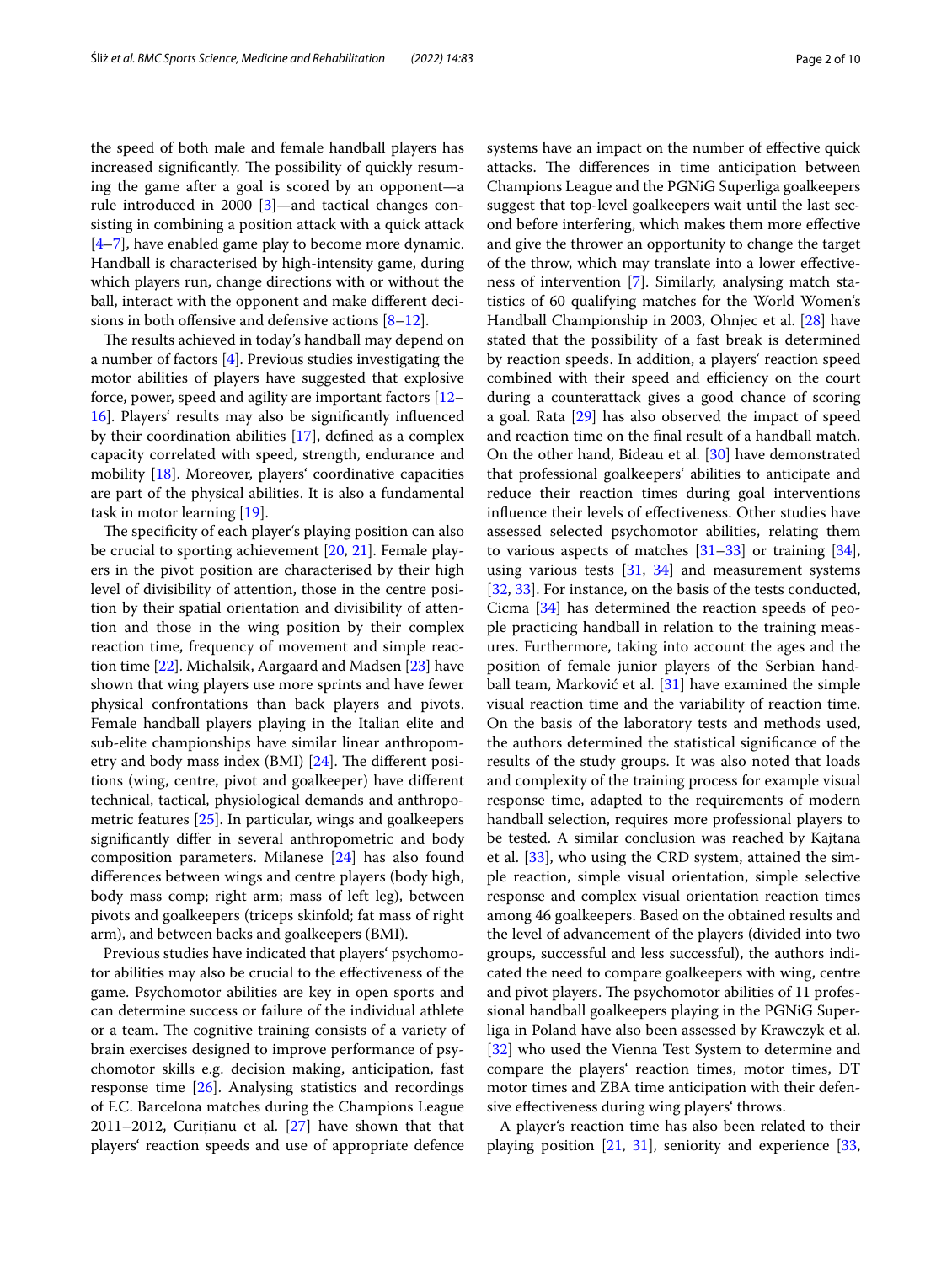the speed of both male and female handball players has increased significantly. The possibility of quickly resuming the game after a goal is scored by an opponent—a rule introduced in 2000 [3]—and tactical changes consisting in combining a position attack with a quick attack [4–7], have enabled game play to become more dynamic. Handball is characterised by high-intensity game, during which players run, change directions with or without the ball, interact with the opponent and make different decisions in both offensive and defensive actions [8–12].

The results achieved in today's handball may depend on a number of factors [4]. Previous studies investigating the motor abilities of players have suggested that explosive force, power, speed and agility are important factors [12–16]. Players' results may also be significantly influenced by their coordination abilities [17], defined as a complex capacity correlated with speed, strength, endurance and mobility [18]. Moreover, players' coordinative capacities are part of the physical abilities. It is also a fundamental task in motor learning [19].

The specificity of each player's playing position can also be crucial to sporting achievement [20, 21]. Female players in the pivot position are characterised by their high level of divisibility of attention, those in the centre position by their spatial orientation and divisibility of attention and those in the wing position by their complex reaction time, frequency of movement and simple reaction time [22]. Michalsik, Aargaard and Madsen [23] have shown that wing players use more sprints and have fewer physical confrontations than back players and pivots. Female handball players playing in the Italian elite and sub-elite championships have similar linear anthropometry and body mass index (BMI) [24]. The different positions (wing, centre, pivot and goalkeeper) have different technical, tactical, physiological demands and anthropometric features [25]. In particular, wings and goalkeepers significantly differ in several anthropometric and body composition parameters. Milanese [24] has also found differences between wings and centre players (body high, body mass comp; right arm; mass of left leg), between pivots and goalkeepers (triceps skinfold; fat mass of right arm), and between backs and goalkeepers (BMI).

Previous studies have indicated that players' psychomotor abilities may also be crucial to the effectiveness of the game. Psychomotor abilities are key in open sports and can determine success or failure of the individual athlete or a team. The cognitive training consists of a variety of brain exercises designed to improve performance of psychomotor skills e.g. decision making, anticipation, fast response time [26]. Analysing statistics and recordings of F.C. Barcelona matches during the Champions League 2011–2012, Curițianu et al. [27] have shown that that players' reaction speeds and use of appropriate defence systems have an impact on the number of effective quick attacks. The differences in time anticipation between Champions League and the PGNiG Superliga goalkeepers suggest that top-level goalkeepers wait until the last second before interfering, which makes them more effective and give the thrower an opportunity to change the target of the throw, which may translate into a lower effectiveness of intervention [7]. Similarly, analysing match statistics of 60 qualifying matches for the World Women's Handball Championship in 2003, Ohnjec et al. [28] have stated that the possibility of a fast break is determined by reaction speeds. In addition, a players' reaction speed combined with their speed and efficiency on the court during a counterattack gives a good chance of scoring a goal. Rata [29] has also observed the impact of speed and reaction time on the final result of a handball match. On the other hand, Bideau et al. [30] have demonstrated that professional goalkeepers' abilities to anticipate and reduce their reaction times during goal interventions influence their levels of effectiveness. Other studies have assessed selected psychomotor abilities, relating them to various aspects of matches [31–33] or training [34], using various tests [31, 34] and measurement systems [32, 33]. For instance, on the basis of the tests conducted, Cicma [34] has determined the reaction speeds of people practicing handball in relation to the training measures. Furthermore, taking into account the ages and the position of female junior players of the Serbian handball team, Marković et al. [31] have examined the simple visual reaction time and the variability of reaction time. On the basis of the laboratory tests and methods used, the authors determined the statistical significance of the results of the study groups. It was also noted that loads and complexity of the training process for example visual response time, adapted to the requirements of modern handball selection, requires more professional players to be tested. A similar conclusion was reached by Kajtana et al. [33], who using the CRD system, attained the simple reaction, simple visual orientation, simple selective response and complex visual orientation reaction times among 46 goalkeepers. Based on the obtained results and the level of advancement of the players (divided into two groups, successful and less successful), the authors indicated the need to compare goalkeepers with wing, centre and pivot players. The psychomotor abilities of 11 professional handball goalkeepers playing in the PGNiG Superliga in Poland have also been assessed by Krawczyk et al. [32] who used the Vienna Test System to determine and compare the players' reaction times, motor times, DT motor times and ZBA time anticipation with their defensive effectiveness during wing players' throws.

A player's reaction time has also been related to their playing position [21, 31], seniority and experience [33,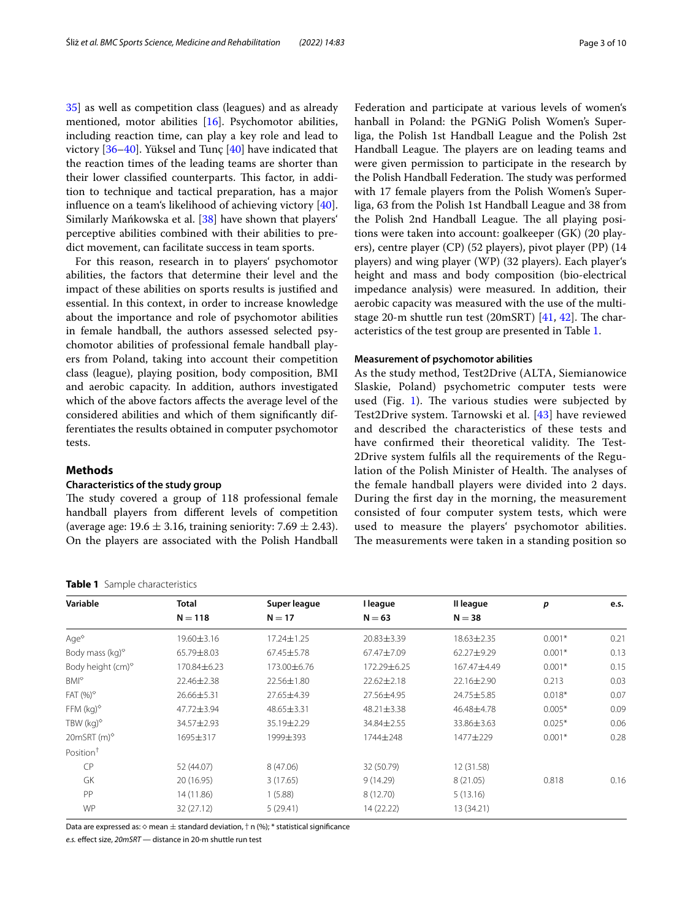35] as well as competition class (leagues) and as already mentioned, motor abilities [16]. Psychomotor abilities, including reaction time, can play a key role and lead to victory [36–40]. Yüksel and Tunç [40] have indicated that the reaction times of the leading teams are shorter than their lower classified counterparts. This factor, in addition to technique and tactical preparation, has a major influence on a team's likelihood of achieving victory [40]. Similarly Mańkowska et al. [38] have shown that players' perceptive abilities combined with their abilities to predict movement, can facilitate success in team sports.

For this reason, research in to players' psychomotor abilities, the factors that determine their level and the impact of these abilities on sports results is justified and essential. In this context, in order to increase knowledge about the importance and role of psychomotor abilities in female handball, the authors assessed selected psychomotor abilities of professional female handball players from Poland, taking into account their competition class (league), playing position, body composition, BMI and aerobic capacity. In addition, authors investigated which of the above factors affects the average level of the considered abilities and which of them significantly differentiates the results obtained in computer psychomotor tests.

## Methods

### Characteristics of the study group

The study covered a group of 118 professional female handball players from different levels of competition (average age: 19.6 ± 3.16, training seniority: 7.69 ± 2.43). On the players are associated with the Polish Handball Federation and participate at various levels of women's hanball in Poland: the PGNiG Polish Women's Superliga, the Polish 1st Handball League and the Polish 2st Handball League. The players are on leading teams and were given permission to participate in the research by the Polish Handball Federation. The study was performed with 17 female players from the Polish Women's Superliga, 63 from the Polish 1st Handball League and 38 from the Polish 2nd Handball League. The all playing positions were taken into account: goalkeeper (GK) (20 players), centre player (CP) (52 players), pivot player (PP) (14 players) and wing player (WP) (32 players). Each player's height and mass and body composition (bio-electrical impedance analysis) were measured. In addition, their aerobic capacity was measured with the use of the multistage 20-m shuttle run test (20mSRT) [41, 42]. The characteristics of the test group are presented in Table 1.

### Measurement of psychomotor abilities

As the study method, Test2Drive (ALTA, Siemianowice Slaskie, Poland) psychometric computer tests were used (Fig. 1). The various studies were subjected by Test2Drive system. Tarnowski et al. [43] have reviewed and described the characteristics of these tests and have confirmed their theoretical validity. The Test2Drive system fulfils all the requirements of the Regulation of the Polish Minister of Health. The analyses of the female handball players were divided into 2 days. During the first day in the morning, the measurement consisted of four computer system tests, which were used to measure the players' psychomotor abilities. The measurements were taken in a standing position so

**Table 1** Sample characteristics

| Variable | Total N = 118 | Super league N = 17 | I league N = 63 | II league N = 38 | *p* | e.s. |
|---|---|---|---|---|---|---|
| Age◊ | 19.60±3.16 | 17.24±1.25 | 20.83±3.39 | 18.63±2.35 | 0.001* | 0.21 |
| Body mass (kg)◊ | 65.79±8.03 | 67.45±5.78 | 67.47±7.09 | 62.27±9.29 | 0.001* | 0.13 |
| Body height (cm)◊ | 170.84±6.23 | 173.00±6.76 | 172.29±6.25 | 167.47±4.49 | 0.001* | 0.15 |
| BMI◊ | 22.46±2.38 | 22.56±1.80 | 22.62±2.18 | 22.16±2.90 | 0.213 | 0.03 |
| FAT (%)◊ | 26.66±5.31 | 27.65±4.39 | 27.56±4.95 | 24.75±5.85 | 0.018* | 0.07 |
| FFM (kg)◊ | 47.72±3.94 | 48.65±3.31 | 48.21±3.38 | 46.48±4.78 | 0.005* | 0.09 |
| TBW (kg)◊ | 34.57±2.93 | 35.19±2.29 | 34.84±2.55 | 33.86±3.63 | 0.025* | 0.06 |
| 20mSRT (m)◊ | 1695±317 | 1999±393 | 1744±248 | 1477±229 | 0.001* | 0.28 |
| Position† | | | | | | |
| CP | 52 (44.07) | 8 (47.06) | 32 (50.79) | 12 (31.58) | | |
| GK | 20 (16.95) | 3 (17.65) | 9 (14.29) | 8 (21.05) | 0.818 | 0.16 |
| PP | 14 (11.86) | 1 (5.88) | 8 (12.70) | 5 (13.16) | | |
| WP | 32 (27.12) | 5 (29.41) | 14 (22.22) | 13 (34.21) | | |

Data are expressed as: ◊ mean ± standard deviation, † n (%); * statistical significance

*e.s.* effect size, *20mSRT* — distance in 20-m shuttle run test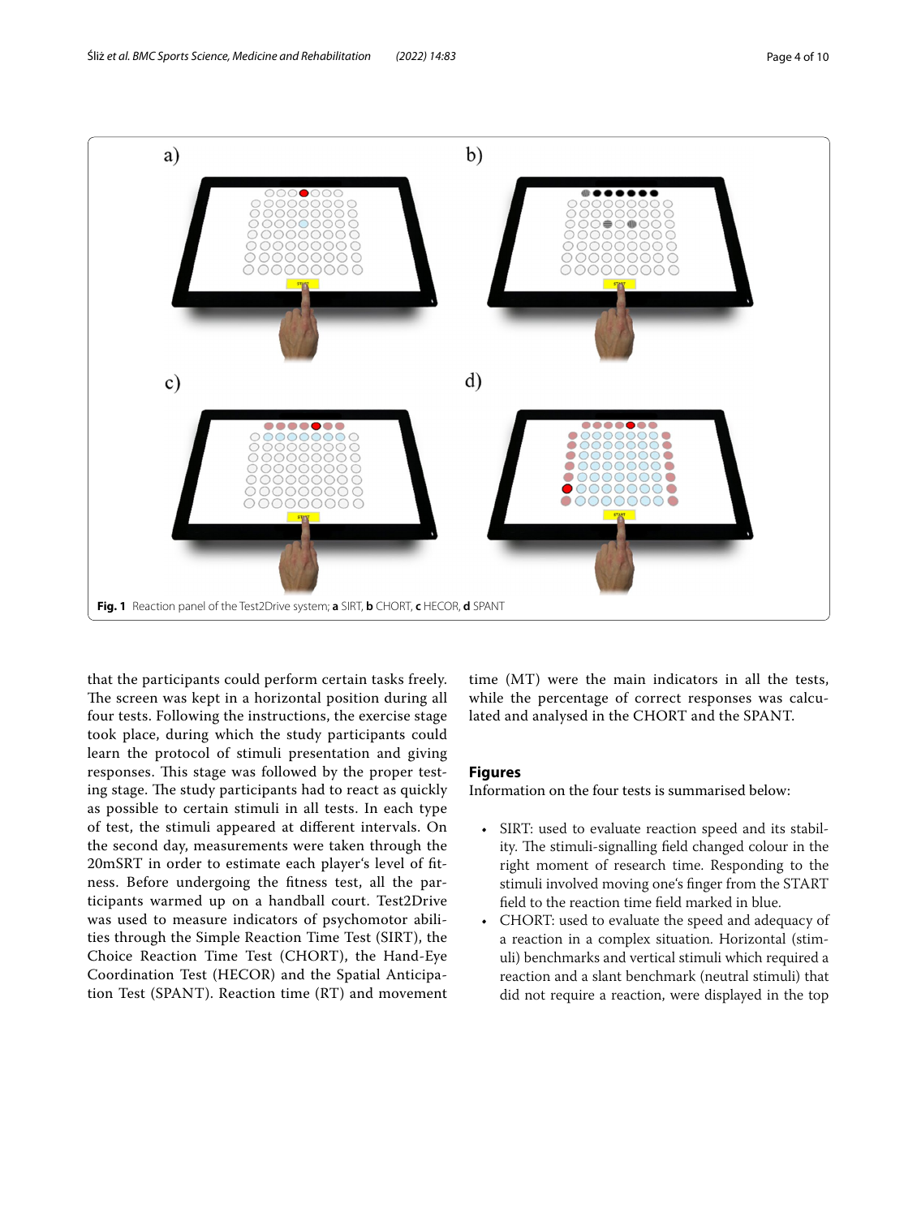Fig. 1 Reaction panel of the Test2Drive system; **a** SIRT, **b** CHORT, **c** HECOR, **d** SPANT

that the participants could perform certain tasks freely. The screen was kept in a horizontal position during all four tests. Following the instructions, the exercise stage took place, during which the study participants could learn the protocol of stimuli presentation and giving responses. This stage was followed by the proper testing stage. The study participants had to react as quickly as possible to certain stimuli in all tests. In each type of test, the stimuli appeared at different intervals. On the second day, measurements were taken through the 20mSRT in order to estimate each player's level of fitness. Before undergoing the fitness test, all the participants warmed up on a handball court. Test2Drive was used to measure indicators of psychomotor abilities through the Simple Reaction Time Test (SIRT), the Choice Reaction Time Test (CHORT), the Hand-Eye Coordination Test (HECOR) and the Spatial Anticipation Test (SPANT). Reaction time (RT) and movement time (MT) were the main indicators in all the tests, while the percentage of correct responses was calculated and analysed in the CHORT and the SPANT.

## Figures

Information on the four tests is summarised below:

- SIRT: used to evaluate reaction speed and its stability. The stimuli-signalling field changed colour in the right moment of research time. Responding to the stimuli involved moving one's finger from the START field to the reaction time field marked in blue.
- CHORT: used to evaluate the speed and adequacy of a reaction in a complex situation. Horizontal (stimuli) benchmarks and vertical stimuli which required a reaction and a slant benchmark (neutral stimuli) that did not require a reaction, were displayed in the top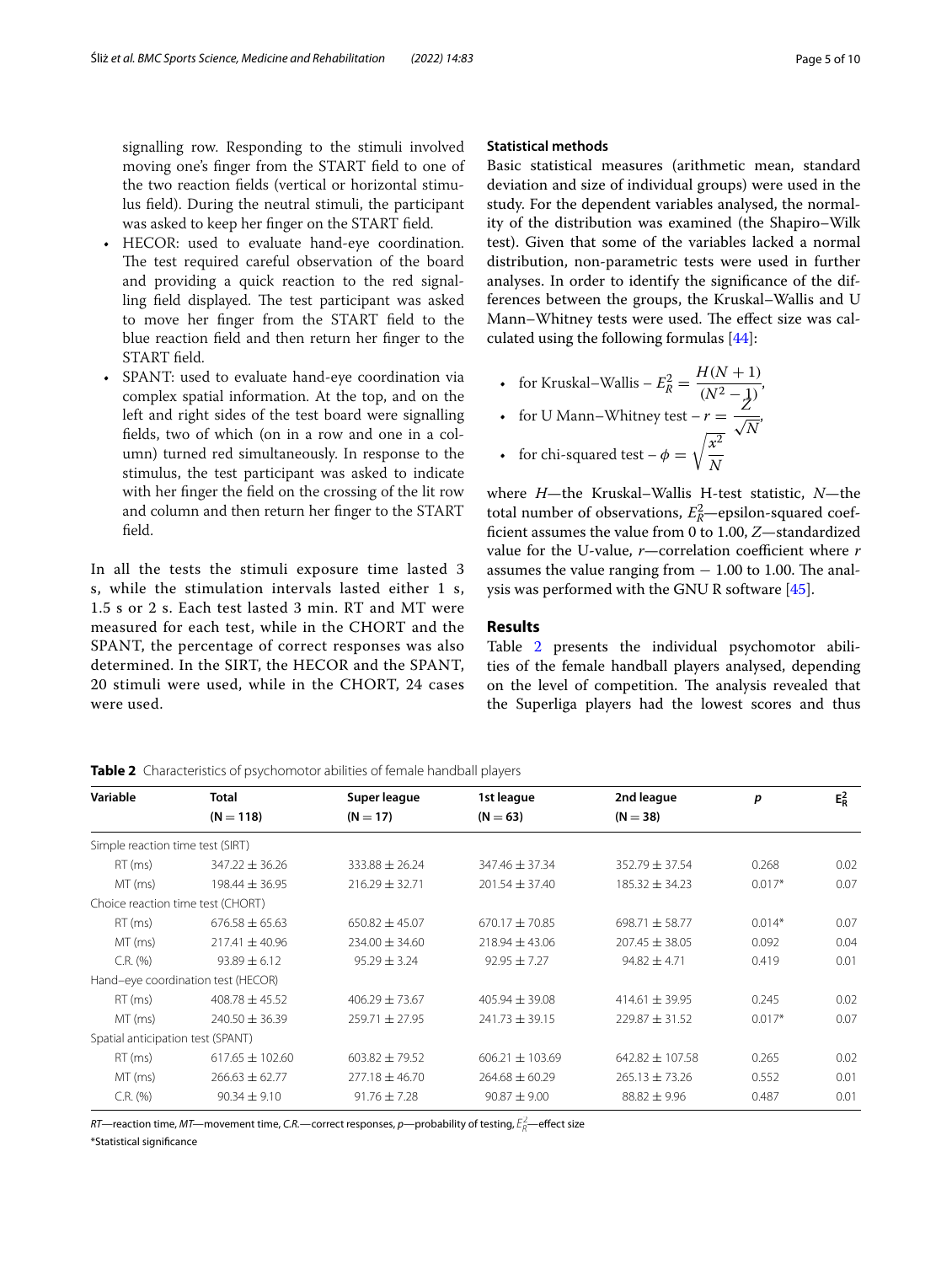signalling row. Responding to the stimuli involved moving one's finger from the START field to one of the two reaction fields (vertical or horizontal stimulus field). During the neutral stimuli, the participant was asked to keep her finger on the START field.

- HECOR: used to evaluate hand-eye coordination. The test required careful observation of the board and providing a quick reaction to the red signalling field displayed. The test participant was asked to move her finger from the START field to the blue reaction field and then return her finger to the START field.
- SPANT: used to evaluate hand-eye coordination via complex spatial information. At the top, and on the left and right sides of the test board were signalling fields, two of which (on in a row and one in a column) turned red simultaneously. In response to the stimulus, the test participant was asked to indicate with her finger the field on the crossing of the lit row and column and then return her finger to the START field.

In all the tests the stimuli exposure time lasted 3 s, while the stimulation intervals lasted either 1 s, 1.5 s or 2 s. Each test lasted 3 min. RT and MT were measured for each test, while in the CHORT and the SPANT, the percentage of correct responses was also determined. In the SIRT, the HECOR and the SPANT, 20 stimuli were used, while in the CHORT, 24 cases were used.

### Statistical methods

Basic statistical measures (arithmetic mean, standard deviation and size of individual groups) were used in the study. For the dependent variables analysed, the normality of the distribution was examined (the Shapiro–Wilk test). Given that some of the variables lacked a normal distribution, non-parametric tests were used in further analyses. In order to identify the significance of the differences between the groups, the Kruskal–Wallis and U Mann–Whitney tests were used. The effect size was calculated using the following formulas [44]:

- for Kruskal–Wallis – $E_R^2 = \frac{H(N+1)}{(N^2-1)}$,
- for U Mann–Whitney test – $r = \frac{Z}{\sqrt{N}}$,
- for chi-squared test – $\phi = \sqrt{\frac{x^2}{N}}$

where $H$—the Kruskal–Wallis H-test statistic, $N$—the total number of observations, $E_R^2$—epsilon-squared coefficient assumes the value from 0 to 1.00, $Z$—standardized value for the U-value, $r$—correlation coefficient where $r$ assumes the value ranging from − 1.00 to 1.00. The analysis was performed with the GNU R software [45].

## Results

Table 2 presents the individual psychomotor abilities of the female handball players analysed, depending on the level of competition. The analysis revealed that the Superliga players had the lowest scores and thus

**Table 2** Characteristics of psychomotor abilities of female handball players

| Variable | Total (N = 118) | Super league (N = 17) | 1st league (N = 63) | 2nd league (N = 38) | $p$ | $E_R^2$ |
|---|---|---|---|---|---|---|
| Simple reaction time test (SIRT) | | | | | | |
| RT (ms) | 347.22 ± 36.26 | 333.88 ± 26.24 | 347.46 ± 37.34 | 352.79 ± 37.54 | 0.268 | 0.02 |
| MT (ms) | 198.44 ± 36.95 | 216.29 ± 32.71 | 201.54 ± 37.40 | 185.32 ± 34.23 | 0.017* | 0.07 |
| Choice reaction time test (CHORT) | | | | | | |
| RT (ms) | 676.58 ± 65.63 | 650.82 ± 45.07 | 670.17 ± 70.85 | 698.71 ± 58.77 | 0.014* | 0.07 |
| MT (ms) | 217.41 ± 40.96 | 234.00 ± 34.60 | 218.94 ± 43.06 | 207.45 ± 38.05 | 0.092 | 0.04 |
| C.R. (%) | 93.89 ± 6.12 | 95.29 ± 3.24 | 92.95 ± 7.27 | 94.82 ± 4.71 | 0.419 | 0.01 |
| Hand–eye coordination test (HECOR) | | | | | | |
| RT (ms) | 408.78 ± 45.52 | 406.29 ± 73.67 | 405.94 ± 39.08 | 414.61 ± 39.95 | 0.245 | 0.02 |
| MT (ms) | 240.50 ± 36.39 | 259.71 ± 27.95 | 241.73 ± 39.15 | 229.87 ± 31.52 | 0.017* | 0.07 |
| Spatial anticipation test (SPANT) | | | | | | |
| RT (ms) | 617.65 ± 102.60 | 603.82 ± 79.52 | 606.21 ± 103.69 | 642.82 ± 107.58 | 0.265 | 0.02 |
| MT (ms) | 266.63 ± 62.77 | 277.18 ± 46.70 | 264.68 ± 60.29 | 265.13 ± 73.26 | 0.552 | 0.01 |
| C.R. (%) | 90.34 ± 9.10 | 91.76 ± 7.28 | 90.87 ± 9.00 | 88.82 ± 9.96 | 0.487 | 0.01 |

*RT*—reaction time, *MT*—movement time, *C.R.*—correct responses, *p*—probability of testing, $E_R^2$—effect size

*Statistical significance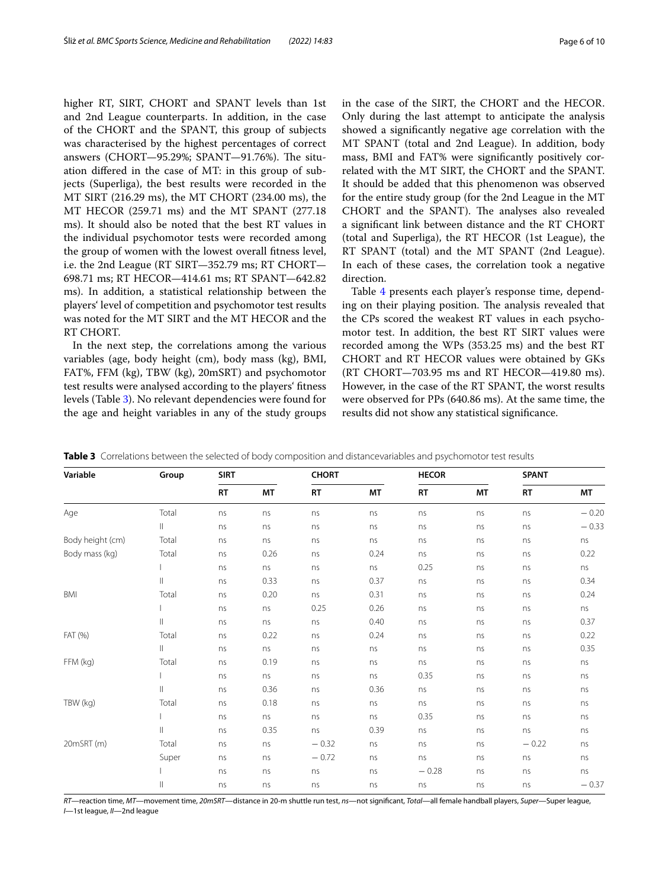higher RT, SIRT, CHORT and SPANT levels than 1st and 2nd League counterparts. In addition, in the case of the CHORT and the SPANT, this group of subjects was characterised by the highest percentages of correct answers (CHORT—95.29%; SPANT—91.76%). The situation differed in the case of MT: in this group of subjects (Superliga), the best results were recorded in the MT SIRT (216.29 ms), the MT CHORT (234.00 ms), the MT HECOR (259.71 ms) and the MT SPANT (277.18 ms). It should also be noted that the best RT values in the individual psychomotor tests were recorded among the group of women with the lowest overall fitness level, i.e. the 2nd League (RT SIRT—352.79 ms; RT CHORT—698.71 ms; RT HECOR—414.61 ms; RT SPANT—642.82 ms). In addition, a statistical relationship between the players' level of competition and psychomotor test results was noted for the MT SIRT and the MT HECOR and the RT CHORT.

In the next step, the correlations among the various variables (age, body height (cm), body mass (kg), BMI, FAT%, FFM (kg), TBW (kg), 20mSRT) and psychomotor test results were analysed according to the players' fitness levels (Table 3). No relevant dependencies were found for the age and height variables in any of the study groups in the case of the SIRT, the CHORT and the HECOR. Only during the last attempt to anticipate the analysis showed a significantly negative age correlation with the MT SPANT (total and 2nd League). In addition, body mass, BMI and FAT% were significantly positively correlated with the MT SIRT, the CHORT and the SPANT. It should be added that this phenomenon was observed for the entire study group (for the 2nd League in the MT CHORT and the SPANT). The analyses also revealed a significant link between distance and the RT CHORT (total and Superliga), the RT HECOR (1st League), the RT SPANT (total) and the MT SPANT (2nd League). In each of these cases, the correlation took a negative direction.

Table 4 presents each player's response time, depending on their playing position. The analysis revealed that the CPs scored the weakest RT values in each psychomotor test. In addition, the best RT SIRT values were recorded among the WPs (353.25 ms) and the best RT CHORT and RT HECOR values were obtained by GKs (RT CHORT—703.95 ms and RT HECOR—419.80 ms). However, in the case of the RT SPANT, the worst results were observed for PPs (640.86 ms). At the same time, the results did not show any statistical significance.

**Table 3** Correlations between the selected of body composition and distancevariables and psychomotor test results

| Variable | Group | SIRT | | CHORT | | HECOR | | SPANT | |
|---|---|---|---|---|---|---|---|---|---|
| | | RT | MT | RT | MT | RT | MT | RT | MT |
| Age | Total | ns | ns | ns | ns | ns | ns | ns | − 0.20 |
| | II | ns | ns | ns | ns | ns | ns | ns | − 0.33 |
| Body height (cm) | Total | ns | ns | ns | ns | ns | ns | ns | ns |
| Body mass (kg) | Total | ns | 0.26 | ns | 0.24 | ns | ns | ns | 0.22 |
| | I | ns | ns | ns | ns | 0.25 | ns | ns | ns |
| | II | ns | 0.33 | ns | 0.37 | ns | ns | ns | 0.34 |
| BMI | Total | ns | 0.20 | ns | 0.31 | ns | ns | ns | 0.24 |
| | I | ns | ns | 0.25 | 0.26 | ns | ns | ns | ns |
| | II | ns | ns | ns | 0.40 | ns | ns | ns | 0.37 |
| FAT (%) | Total | ns | 0.22 | ns | 0.24 | ns | ns | ns | 0.22 |
| | II | ns | ns | ns | ns | ns | ns | ns | 0.35 |
| FFM (kg) | Total | ns | 0.19 | ns | ns | ns | ns | ns | ns |
| | I | ns | ns | ns | ns | 0.35 | ns | ns | ns |
| | II | ns | 0.36 | ns | 0.36 | ns | ns | ns | ns |
| TBW (kg) | Total | ns | 0.18 | ns | ns | ns | ns | ns | ns |
| | I | ns | ns | ns | ns | 0.35 | ns | ns | ns |
| | II | ns | 0.35 | ns | 0.39 | ns | ns | ns | ns |
| 20mSRT (m) | Total | ns | ns | − 0.32 | ns | ns | ns | − 0.22 | ns |
| | Super | ns | ns | − 0.72 | ns | ns | ns | ns | ns |
| | I | ns | ns | ns | ns | − 0.28 | ns | ns | ns |
| | II | ns | ns | ns | ns | ns | ns | ns | − 0.37 |

*RT*—reaction time, *MT*—movement time, *20mSRT*—distance in 20-m shuttle run test, *ns*—not significant, *Total*—all female handball players, *Super*—Super league, *I*—1st league, *II*—2nd league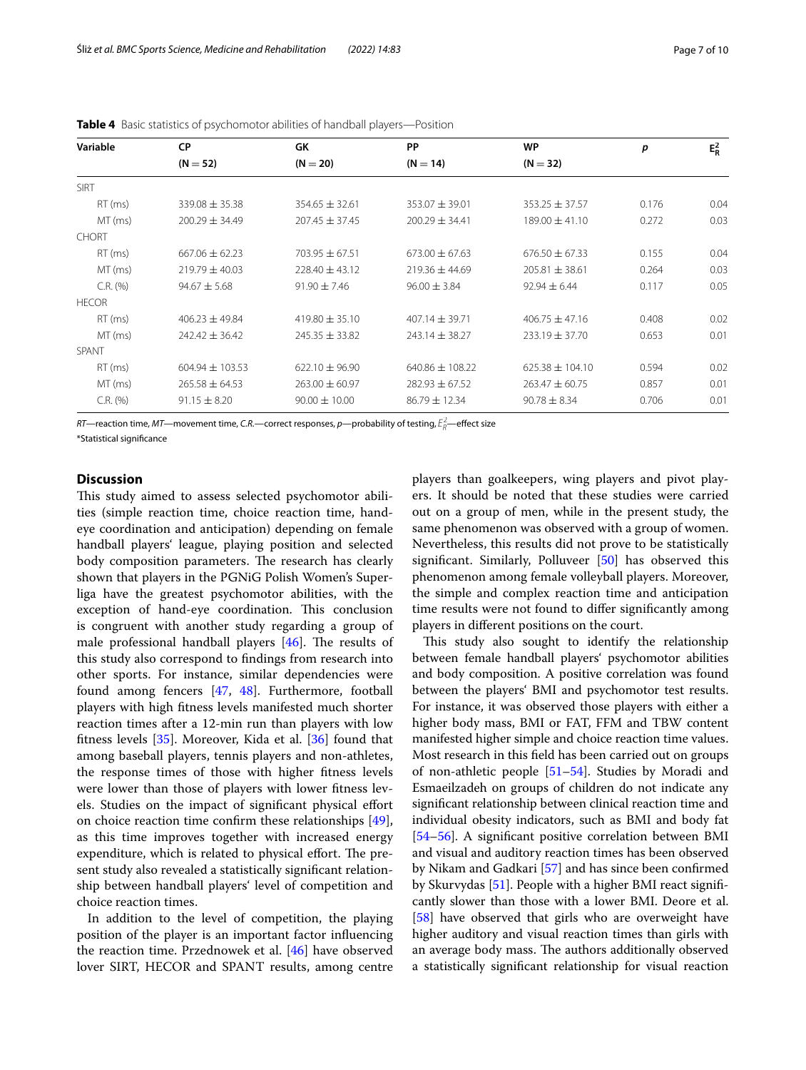**Table 4** Basic statistics of psychomotor abilities of handball players—Position

| Variable | CP (N = 52) | GK (N = 20) | PP (N = 14) | WP (N = 32) | *p* | $E_R^2$ |
|---|---|---|---|---|---|---|
| SIRT | | | | | | |
| RT (ms) | 339.08 ± 35.38 | 354.65 ± 32.61 | 353.07 ± 39.01 | 353.25 ± 37.57 | 0.176 | 0.04 |
| MT (ms) | 200.29 ± 34.49 | 207.45 ± 37.45 | 200.29 ± 34.41 | 189.00 ± 41.10 | 0.272 | 0.03 |
| CHORT | | | | | | |
| RT (ms) | 667.06 ± 62.23 | 703.95 ± 67.51 | 673.00 ± 67.63 | 676.50 ± 67.33 | 0.155 | 0.04 |
| MT (ms) | 219.79 ± 40.03 | 228.40 ± 43.12 | 219.36 ± 44.69 | 205.81 ± 38.61 | 0.264 | 0.03 |
| C.R. (%) | 94.67 ± 5.68 | 91.90 ± 7.46 | 96.00 ± 3.84 | 92.94 ± 6.44 | 0.117 | 0.05 |
| HECOR | | | | | | |
| RT (ms) | 406.23 ± 49.84 | 419.80 ± 35.10 | 407.14 ± 39.71 | 406.75 ± 47.16 | 0.408 | 0.02 |
| MT (ms) | 242.42 ± 36.42 | 245.35 ± 33.82 | 243.14 ± 38.27 | 233.19 ± 37.70 | 0.653 | 0.01 |
| SPANT | | | | | | |
| RT (ms) | 604.94 ± 103.53 | 622.10 ± 96.90 | 640.86 ± 108.22 | 625.38 ± 104.10 | 0.594 | 0.02 |
| MT (ms) | 265.58 ± 64.53 | 263.00 ± 60.97 | 282.93 ± 67.52 | 263.47 ± 60.75 | 0.857 | 0.01 |
| C.R. (%) | 91.15 ± 8.20 | 90.00 ± 10.00 | 86.79 ± 12.34 | 90.78 ± 8.34 | 0.706 | 0.01 |

*RT*—reaction time, *MT*—movement time, *C.R.*—correct responses, *p*—probability of testing, $E_R^2$—effect size

*Statistical significance

## Discussion

This study aimed to assess selected psychomotor abilities (simple reaction time, choice reaction time, hand-eye coordination and anticipation) depending on female handball players' league, playing position and selected body composition parameters. The research has clearly shown that players in the PGNiG Polish Women's Superliga have the greatest psychomotor abilities, with the exception of hand-eye coordination. This conclusion is congruent with another study regarding a group of male professional handball players [46]. The results of this study also correspond to findings from research into other sports. For instance, similar dependencies were found among fencers [47, 48]. Furthermore, football players with high fitness levels manifested much shorter reaction times after a 12-min run than players with low fitness levels [35]. Moreover, Kida et al. [36] found that among baseball players, tennis players and non-athletes, the response times of those with higher fitness levels were lower than those of players with lower fitness levels. Studies on the impact of significant physical effort on choice reaction time confirm these relationships [49], as this time improves together with increased energy expenditure, which is related to physical effort. The present study also revealed a statistically significant relationship between handball players' level of competition and choice reaction times.

In addition to the level of competition, the playing position of the player is an important factor influencing the reaction time. Przednowek et al. [46] have observed lover SIRT, HECOR and SPANT results, among centre players than goalkeepers, wing players and pivot players. It should be noted that these studies were carried out on a group of men, while in the present study, the same phenomenon was observed with a group of women. Nevertheless, this results did not prove to be statistically significant. Similarly, Polluveer [50] has observed this phenomenon among female volleyball players. Moreover, the simple and complex reaction time and anticipation time results were not found to differ significantly among players in different positions on the court.

This study also sought to identify the relationship between female handball players' psychomotor abilities and body composition. A positive correlation was found between the players' BMI and psychomotor test results. For instance, it was observed those players with either a higher body mass, BMI or FAT, FFM and TBW content manifested higher simple and choice reaction time values. Most research in this field has been carried out on groups of non-athletic people [51–54]. Studies by Moradi and Esmaeilzadeh on groups of children do not indicate any significant relationship between clinical reaction time and individual obesity indicators, such as BMI and body fat [54–56]. A significant positive correlation between BMI and visual and auditory reaction times has been observed by Nikam and Gadkari [57] and has since been confirmed by Skurvydas [51]. People with a higher BMI react significantly slower than those with a lower BMI. Deore et al. [58] have observed that girls who are overweight have higher auditory and visual reaction times than girls with an average body mass. The authors additionally observed a statistically significant relationship for visual reaction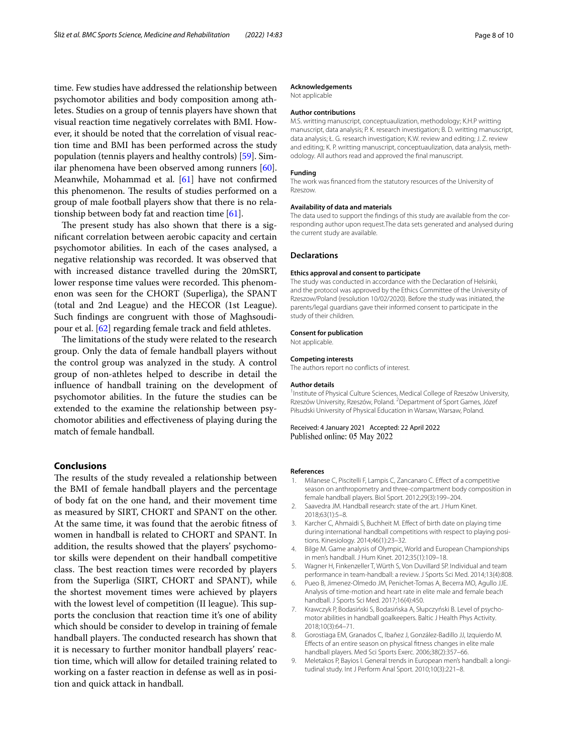time. Few studies have addressed the relationship between psychomotor abilities and body composition among athletes. Studies on a group of tennis players have shown that visual reaction time negatively correlates with BMI. However, it should be noted that the correlation of visual reaction time and BMI has been performed across the study population (tennis players and healthy controls) [59]. Similar phenomena have been observed among runners [60]. Meanwhile, Mohammad et al. [61] have not confirmed this phenomenon. The results of studies performed on a group of male football players show that there is no relationship between body fat and reaction time [61].

The present study has also shown that there is a significant correlation between aerobic capacity and certain psychomotor abilities. In each of the cases analysed, a negative relationship was recorded. It was observed that with increased distance travelled during the 20mSRT, lower response time values were recorded. This phenomenon was seen for the CHORT (Superliga), the SPANT (total and 2nd League) and the HECOR (1st League). Such findings are congruent with those of Maghsoudipour et al. [62] regarding female track and field athletes.

The limitations of the study were related to the research group. Only the data of female handball players without the control group was analyzed in the study. A control group of non-athletes helped to describe in detail the influence of handball training on the development of psychomotor abilities. In the future the studies can be extended to the examine the relationship between psychomotor abilities and effectiveness of playing during the match of female handball.

## Conclusions

The results of the study revealed a relationship between the BMI of female handball players and the percentage of body fat on the one hand, and their movement time as measured by SIRT, CHORT and SPANT on the other. At the same time, it was found that the aerobic fitness of women in handball is related to CHORT and SPANT. In addition, the results showed that the players' psychomotor skills were dependent on their handball competitive class. The best reaction times were recorded by players from the Superliga (SIRT, CHORT and SPANT), while the shortest movement times were achieved by players with the lowest level of competition (II league). This supports the conclusion that reaction time it's one of ability which should be consider to develop in training of female handball players. The conducted research has shown that it is necessary to further monitor handball players' reaction time, which will allow for detailed training related to working on a faster reaction in defense as well as in position and quick attack in handball.

**Acknowledgements**
Not applicable

**Author contributions**
M.S. writting manuscript, conceptuaulization, methodology; K.H.P writting manuscript, data analysis; P. K. research investigation; B. D. writting manuscript, data analysis; Ł. G. research investigation; K.W. review and editing; J. Z. review and editing; K. P. writting manuscript, conceptuaulization, data analysis, methodology. All authors read and approved the final manuscript.

**Funding**
The work was financed from the statutory resources of the University of Rzeszow.

**Availability of data and materials**
The data used to support the findings of this study are available from the corresponding author upon request.The data sets generated and analysed during the current study are available.

## Declarations

**Ethics approval and consent to participate**
The study was conducted in accordance with the Declaration of Helsinki, and the protocol was approved by the Ethics Committee of the University of Rzeszow/Poland (resolution 10/02/2020). Before the study was initiated, the parents/legal guardians gave their informed consent to participate in the study of their children.

**Consent for publication**
Not applicable.

**Competing interests**
The authors report no conflicts of interest.

**Author details**
[1] Institute of Physical Culture Sciences, Medical College of Rzeszów University, Rzeszów University, Rzeszów, Poland. [2] Department of Sport Games, Józef Piłsudski University of Physical Education in Warsaw, Warsaw, Poland.

Received: 4 January 2021 Accepted: 22 April 2022
Published online: 05 May 2022

## References

1. Milanese C, Piscitelli F, Lampis C, Zancanaro C. Effect of a competitive season on anthropometry and three-compartment body composition in female handball players. Biol Sport. 2012;29(3):199–204.
2. Saavedra JM. Handball research: state of the art. J Hum Kinet. 2018;63(1):5–8.
3. Karcher C, Ahmaidi S, Buchheit M. Effect of birth date on playing time during international handball competitions with respect to playing positions. Kinesiology. 2014;46(1):23–32.
4. Bilge M. Game analysis of Olympic, World and European Championships in men's handball. J Hum Kinet. 2012;35(1):109–18.
5. Wagner H, Finkenzeller T, Würth S, Von Duvillard SP. Individual and team performance in team-handball: a review. J Sports Sci Med. 2014;13(4):808.
6. Pueo B, Jimenez-Olmedo JM, Penichet-Tomas A, Becerra MO, Agullo JJE. Analysis of time-motion and heart rate in elite male and female beach handball. J Sports Sci Med. 2017;16(4):450.
7. Krawczyk P, Bodasiński S, Bodasińska A, Słupczyński B. Level of psychomotor abilities in handball goalkeepers. Baltic J Health Phys Activity. 2018;10(3):64–71.
8. Gorostiaga EM, Granados C, Ibañez J, González-Badillo JJ, Izquierdo M. Effects of an entire season on physical fitness changes in elite male handball players. Med Sci Sports Exerc. 2006;38(2):357–66.
9. Meletakos P, Bayios I. General trends in European men's handball: a longitudinal study. Int J Perform Anal Sport. 2010;10(3):221–8.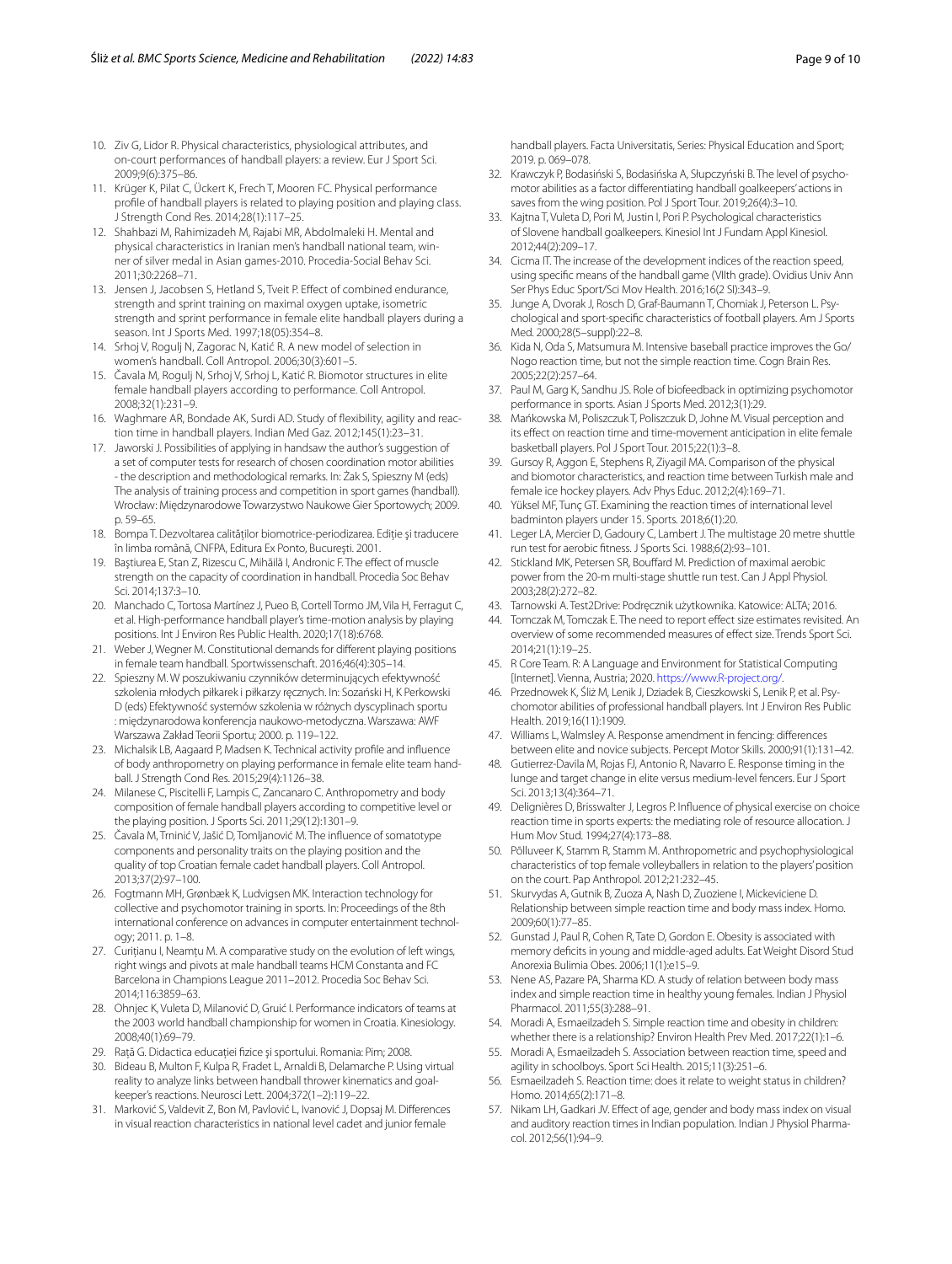10. Ziv G, Lidor R. Physical characteristics, physiological attributes, and on-court performances of handball players: a review. Eur J Sport Sci. 2009;9(6):375–86.
11. Krüger K, Pilat C, Ückert K, Frech T, Mooren FC. Physical performance profile of handball players is related to playing position and playing class. J Strength Cond Res. 2014;28(1):117–25.
12. Shahbazi M, Rahimizadeh M, Rajabi MR, Abdolmaleki H. Mental and physical characteristics in Iranian men's handball national team, winner of silver medal in Asian games-2010. Procedia-Social Behav Sci. 2011;30:2268–71.
13. Jensen J, Jacobsen S, Hetland S, Tveit P. Effect of combined endurance, strength and sprint training on maximal oxygen uptake, isometric strength and sprint performance in female elite handball players during a season. Int J Sports Med. 1997;18(05):354–8.
14. Srhoj V, Rogulj N, Zagorac N, Katić R. A new model of selection in women's handball. Coll Antropol. 2006;30(3):601–5.
15. Čavala M, Rogulj N, Srhoj V, Srhoj L, Katić R. Biomotor structures in elite female handball players according to performance. Coll Antropol. 2008;32(1):231–9.
16. Waghmare AR, Bondade AK, Surdi AD. Study of flexibility, agility and reaction time in handball players. Indian Med Gaz. 2012;145(1):23–31.
17. Jaworski J. Possibilities of applying in handsaw the author's suggestion of a set of computer tests for research of chosen coordination motor abilities - the description and methodological remarks. In: Żak S, Spieszny M (eds) The analysis of training process and competition in sport games (handball). Wrocław: Międzynarodowe Towarzystwo Naukowe Gier Sportowych; 2009. p. 59–65.
18. Bompa T. Dezvoltarea calităților biomotrice-periodizarea. Ediție şi traducere în limba română, CNFPA, Editura Ex Ponto, Bucureşti. 2001.
19. Baştiurea E, Stan Z, Rizescu C, Mihăilă I, Andronic F. The effect of muscle strength on the capacity of coordination in handball. Procedia Soc Behav Sci. 2014;137:3–10.
20. Manchado C, Tortosa Martínez J, Pueo B, Cortell Tormo JM, Vila H, Ferragut C, et al. High-performance handball player's time-motion analysis by playing positions. Int J Environ Res Public Health. 2020;17(18):6768.
21. Weber J, Wegner M. Constitutional demands for different playing positions in female team handball. Sportwissenschaft. 2016;46(4):305–14.
22. Spieszny M. W poszukiwaniu czynników determinujących efektywność szkolenia młodych piłkarek i piłkarzy ręcznych. In: Sozański H, K Perkowski D (eds) Efektywność systemów szkolenia w różnych dyscyplinach sportu : międzynarodowa konferencja naukowo-metodyczna. Warszawa: AWF Warszawa Zakład Teorii Sportu; 2000. p. 119–122.
23. Michalsik LB, Aagaard P, Madsen K. Technical activity profile and influence of body anthropometry on playing performance in female elite team handball. J Strength Cond Res. 2015;29(4):1126–38.
24. Milanese C, Piscitelli F, Lampis C, Zancanaro C. Anthropometry and body composition of female handball players according to competitive level or the playing position. J Sports Sci. 2011;29(12):1301–9.
25. Čavala M, Trninić V, Jašić D, Tomljanović M. The influence of somatotype components and personality traits on the playing position and the quality of top Croatian female cadet handball players. Coll Antropol. 2013;37(2):97–100.
26. Fogtmann MH, Grønbæk K, Ludvigsen MK. Interaction technology for collective and psychomotor training in sports. In: Proceedings of the 8th international conference on advances in computer entertainment technology; 2011. p. 1–8.
27. Curițianu I, Neamțu M. A comparative study on the evolution of left wings, right wings and pivots at male handball teams HCM Constanta and FC Barcelona in Champions League 2011–2012. Procedia Soc Behav Sci. 2014;116:3859–63.
28. Ohnjec K, Vuleta D, Milanović D, Gruić I. Performance indicators of teams at the 2003 world handball championship for women in Croatia. Kinesiology. 2008;40(1):69–79.
29. Rață G. Didactica educației fizice şi sportului. Romania: Pim; 2008.
30. Bideau B, Multon F, Kulpa R, Fradet L, Arnaldi B, Delamarche P. Using virtual reality to analyze links between handball thrower kinematics and goalkeeper's reactions. Neurosci Lett. 2004;372(1–2):119–22.
31. Marković S, Valdevit Z, Bon M, Pavlović L, Ivanović J, Dopsaj M. Differences in visual reaction characteristics in national level cadet and junior female handball players. Facta Universitatis, Series: Physical Education and Sport; 2019. p. 069–078.
32. Krawczyk P, Bodasiński S, Bodasińska A, Słupczyński B. The level of psychomotor abilities as a factor differentiating handball goalkeepers' actions in saves from the wing position. Pol J Sport Tour. 2019;26(4):3–10.
33. Kajtna T, Vuleta D, Pori M, Justin I, Pori P. Psychological characteristics of Slovene handball goalkeepers. Kinesiol Int J Fundam Appl Kinesiol. 2012;44(2):209–17.
34. Cicma IT. The increase of the development indices of the reaction speed, using specific means of the handball game (VIIth grade). Ovidius Univ Ann Ser Phys Educ Sport/Sci Mov Health. 2016;16(2 SI):343–9.
35. Junge A, Dvorak J, Rosch D, Graf-Baumann T, Chomiak J, Peterson L. Psychological and sport-specific characteristics of football players. Am J Sports Med. 2000;28(5–suppl):22–8.
36. Kida N, Oda S, Matsumura M. Intensive baseball practice improves the Go/Nogo reaction time, but not the simple reaction time. Cogn Brain Res. 2005;22(2):257–64.
37. Paul M, Garg K, Sandhu JS. Role of biofeedback in optimizing psychomotor performance in sports. Asian J Sports Med. 2012;3(1):29.
38. Mańkowska M, Poliszczuk T, Poliszczuk D, Johne M. Visual perception and its effect on reaction time and time-movement anticipation in elite female basketball players. Pol J Sport Tour. 2015;22(1):3–8.
39. Gursoy R, Aggon E, Stephens R, Ziyagil MA. Comparison of the physical and biomotor characteristics, and reaction time between Turkish male and female ice hockey players. Adv Phys Educ. 2012;2(4):169–71.
40. Yüksel MF, Tunç GT. Examining the reaction times of international level badminton players under 15. Sports. 2018;6(1):20.
41. Leger LA, Mercier D, Gadoury C, Lambert J. The multistage 20 metre shuttle run test for aerobic fitness. J Sports Sci. 1988;6(2):93–101.
42. Stickland MK, Petersen SR, Bouffard M. Prediction of maximal aerobic power from the 20-m multi-stage shuttle run test. Can J Appl Physiol. 2003;28(2):272–82.
43. Tarnowski A. Test2Drive: Podręcznik użytkownika. Katowice: ALTA; 2016.
44. Tomczak M, Tomczak E. The need to report effect size estimates revisited. An overview of some recommended measures of effect size. Trends Sport Sci. 2014;21(1):19–25.
45. R Core Team. R: A Language and Environment for Statistical Computing [Internet]. Vienna, Austria; 2020. https://www.R-project.org/.
46. Przednowek K, Śliż M, Lenik J, Dziadek B, Cieszkowski S, Lenik P, et al. Psychomotor abilities of professional handball players. Int J Environ Res Public Health. 2019;16(11):1909.
47. Williams L, Walmsley A. Response amendment in fencing: differences between elite and novice subjects. Percept Motor Skills. 2000;91(1):131–42.
48. Gutierrez-Davila M, Rojas FJ, Antonio R, Navarro E. Response timing in the lunge and target change in elite versus medium-level fencers. Eur J Sport Sci. 2013;13(4):364–71.
49. Delignières D, Brisswalter J, Legros P. Influence of physical exercise on choice reaction time in sports experts: the mediating role of resource allocation. J Hum Mov Stud. 1994;27(4):173–88.
50. Põlluveer K, Stamm R, Stamm M. Anthropometric and psychophysiological characteristics of top female volleyballers in relation to the players' position on the court. Pap Anthropol. 2012;21:232–45.
51. Skurvydas A, Gutnik B, Zuoza A, Nash D, Zuoziene I, Mickeviciene D. Relationship between simple reaction time and body mass index. Homo. 2009;60(1):77–85.
52. Gunstad J, Paul R, Cohen R, Tate D, Gordon E. Obesity is associated with memory deficits in young and middle-aged adults. Eat Weight Disord Stud Anorexia Bulimia Obes. 2006;11(1):e15–9.
53. Nene AS, Pazare PA, Sharma KD. A study of relation between body mass index and simple reaction time in healthy young females. Indian J Physiol Pharmacol. 2011;55(3):288–91.
54. Moradi A, Esmaeilzadeh S. Simple reaction time and obesity in children: whether there is a relationship? Environ Health Prev Med. 2017;22(1):1–6.
55. Moradi A, Esmaeilzadeh S. Association between reaction time, speed and agility in schoolboys. Sport Sci Health. 2015;11(3):251–6.
56. Esmaeilzadeh S. Reaction time: does it relate to weight status in children? Homo. 2014;65(2):171–8.
57. Nikam LH, Gadkari JV. Effect of age, gender and body mass index on visual and auditory reaction times in Indian population. Indian J Physiol Pharmacol. 2012;56(1):94–9.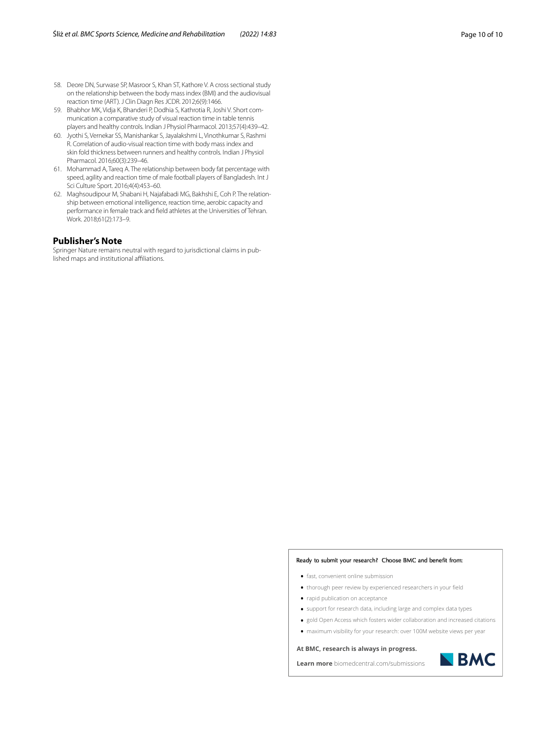58. Deore DN, Surwase SP, Masroor S, Khan ST, Kathore V. A cross sectional study on the relationship between the body mass index (BMI) and the audiovisual reaction time (ART). J Clin Diagn Res JCDR. 2012;6(9):1466.
59. Bhabhor MK, Vidja K, Bhanderi P, Dodhia S, Kathrotia R, Joshi V. Short communication a comparative study of visual reaction time in table tennis players and healthy controls. Indian J Physiol Pharmacol. 2013;57(4):439–42.
60. Jyothi S, Vernekar SS, Manishankar S, Jayalakshmi L, Vinothkumar S, Rashmi R. Correlation of audio-visual reaction time with body mass index and skin fold thickness between runners and healthy controls. Indian J Physiol Pharmacol. 2016;60(3):239–46.
61. Mohammad A, Tareq A. The relationship between body fat percentage with speed, agility and reaction time of male football players of Bangladesh. Int J Sci Culture Sport. 2016;4(4):453–60.
62. Maghsoudipour M, Shabani H, Najafabadi MG, Bakhshi E, Coh P. The relationship between emotional intelligence, reaction time, aerobic capacity and performance in female track and field athletes at the Universities of Tehran. Work. 2018;61(2):173–9.

## Publisher's Note

Springer Nature remains neutral with regard to jurisdictional claims in published maps and institutional affiliations.

Ready to submit your research? Choose BMC and benefit from:

- fast, convenient online submission
- thorough peer review by experienced researchers in your field
- rapid publication on acceptance
- support for research data, including large and complex data types
- gold Open Access which fosters wider collaboration and increased citations
- maximum visibility for your research: over 100M website views per year

**At BMC, research is always in progress.**

**Learn more** biomedcentral.com/submissions

BMC